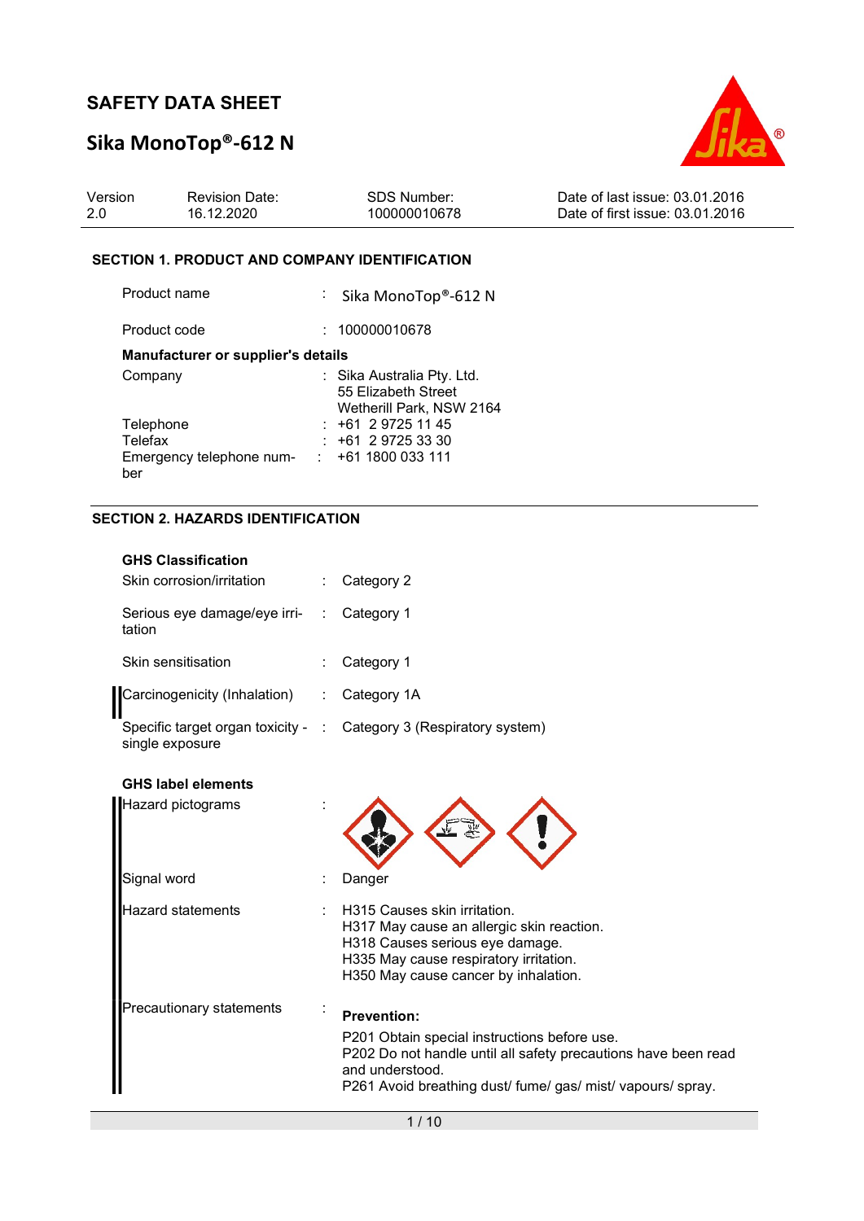# SAFETY DATA SHEET

## Sika MonoTop®-612 N

| Version | Revision Date: | SDS Number: | Date of last issue: 03.01.2016 |
|---|---|---|---|
| 2.0 | 16.12.2020 | 100000010678 | Date of first issue: 03.01.2016 |

### SECTION 1. PRODUCT AND COMPANY IDENTIFICATION

Product name : Sika MonoTop®-612 N

Product code : 100000010678

**Manufacturer or supplier's details**

Company : Sika Australia Pty. Ltd.
55 Elizabeth Street
Wetherill Park, NSW 2164

Telephone : +61 2 9725 11 45

Telefax : +61 2 9725 33 30

Emergency telephone number : +61 1800 033 111

### SECTION 2. HAZARDS IDENTIFICATION

**GHS Classification**

Skin corrosion/irritation : Category 2

Serious eye damage/eye irritation : Category 1

Skin sensitisation : Category 1

Carcinogenicity (Inhalation) : Category 1A

Specific target organ toxicity - single exposure : Category 3 (Respiratory system)

**GHS label elements**

Hazard pictograms :

Signal word : Danger

Hazard statements : H315 Causes skin irritation.
H317 May cause an allergic skin reaction.
H318 Causes serious eye damage.
H335 May cause respiratory irritation.
H350 May cause cancer by inhalation.

Precautionary statements :

**Prevention:**

P201 Obtain special instructions before use.
P202 Do not handle until all safety precautions have been read and understood.
P261 Avoid breathing dust/ fume/ gas/ mist/ vapours/ spray.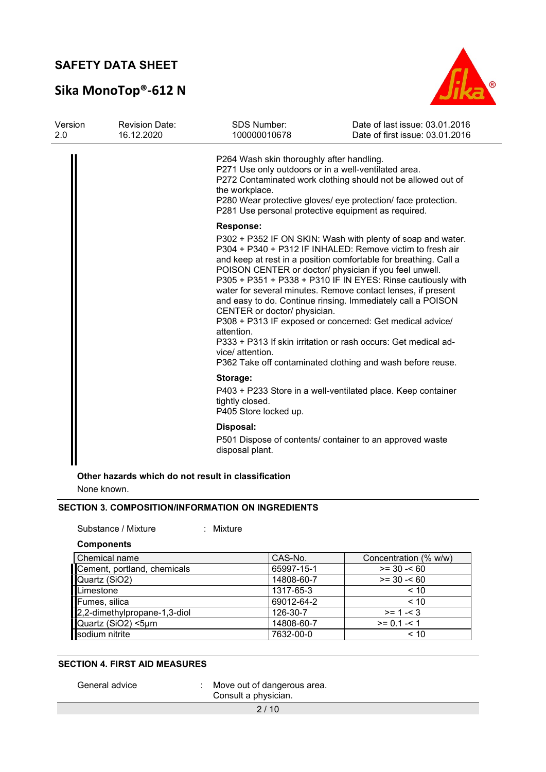P264 Wash skin thoroughly after handling.
P271 Use only outdoors or in a well-ventilated area.
P272 Contaminated work clothing should not be allowed out of the workplace.
P280 Wear protective gloves/ eye protection/ face protection.
P281 Use personal protective equipment as required.

**Response:**

P302 + P352 IF ON SKIN: Wash with plenty of soap and water.
P304 + P340 + P312 IF INHALED: Remove victim to fresh air and keep at rest in a position comfortable for breathing. Call a POISON CENTER or doctor/ physician if you feel unwell.
P305 + P351 + P338 + P310 IF IN EYES: Rinse cautiously with water for several minutes. Remove contact lenses, if present and easy to do. Continue rinsing. Immediately call a POISON CENTER or doctor/ physician.
P308 + P313 IF exposed or concerned: Get medical advice/ attention.
P333 + P313 If skin irritation or rash occurs: Get medical advice/ attention.
P362 Take off contaminated clothing and wash before reuse.

**Storage:**

P403 + P233 Store in a well-ventilated place. Keep container tightly closed.
P405 Store locked up.

**Disposal:**

P501 Dispose of contents/ container to an approved waste disposal plant.

**Other hazards which do not result in classification**

None known.

## SECTION 3. COMPOSITION/INFORMATION ON INGREDIENTS

Substance / Mixture : Mixture

**Components**

| Chemical name | CAS-No. | Concentration (% w/w) |
|---|---|---|
| Cement, portland, chemicals | 65997-15-1 | >= 30 -< 60 |
| Quartz (SiO2) | 14808-60-7 | >= 30 -< 60 |
| Limestone | 1317-65-3 | < 10 |
| Fumes, silica | 69012-64-2 | < 10 |
| 2,2-dimethylpropane-1,3-diol | 126-30-7 | >= 1 -< 3 |
| Quartz (SiO2) <5µm | 14808-60-7 | >= 0.1 -< 1 |
| sodium nitrite | 7632-00-0 | < 10 |

## SECTION 4. FIRST AID MEASURES

General advice : Move out of dangerous area.
Consult a physician.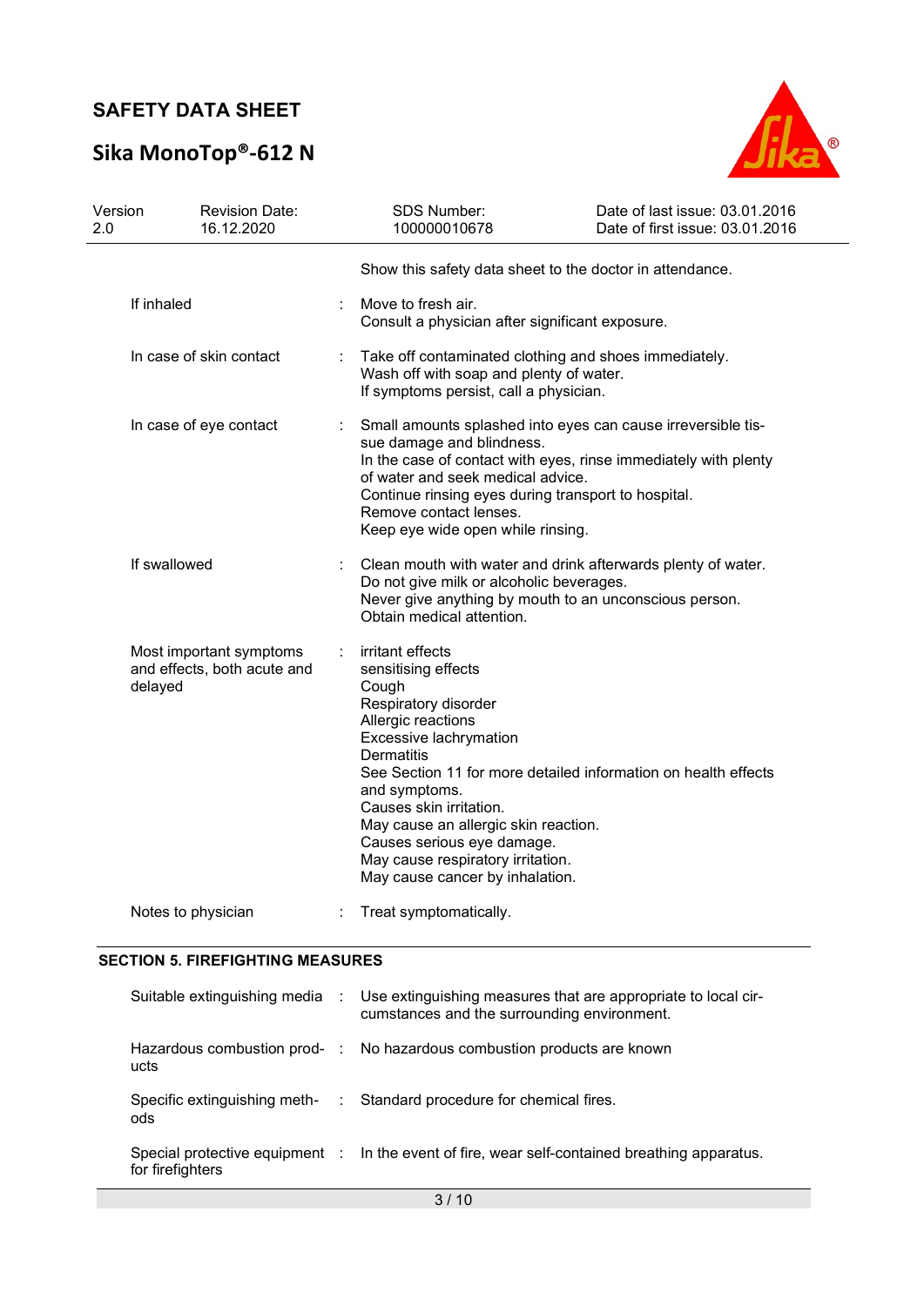| | |
|---|---|
| | Show this safety data sheet to the doctor in attendance. |
| If inhaled | : Move to fresh air.<br>Consult a physician after significant exposure. |
| In case of skin contact | : Take off contaminated clothing and shoes immediately.<br>Wash off with soap and plenty of water.<br>If symptoms persist, call a physician. |
| In case of eye contact | : Small amounts splashed into eyes can cause irreversible tissue damage and blindness.<br>In the case of contact with eyes, rinse immediately with plenty of water and seek medical advice.<br>Continue rinsing eyes during transport to hospital.<br>Remove contact lenses.<br>Keep eye wide open while rinsing. |
| If swallowed | : Clean mouth with water and drink afterwards plenty of water.<br>Do not give milk or alcoholic beverages.<br>Never give anything by mouth to an unconscious person.<br>Obtain medical attention. |
| Most important symptoms and effects, both acute and delayed | : irritant effects<br>sensitising effects<br>Cough<br>Respiratory disorder<br>Allergic reactions<br>Excessive lachrymation<br>Dermatitis<br>See Section 11 for more detailed information on health effects and symptoms.<br>Causes skin irritation.<br>May cause an allergic skin reaction.<br>Causes serious eye damage.<br>May cause respiratory irritation.<br>May cause cancer by inhalation. |
| Notes to physician | : Treat symptomatically. |

## SECTION 5. FIREFIGHTING MEASURES

| | |
|---|---|
| Suitable extinguishing media | : Use extinguishing measures that are appropriate to local circumstances and the surrounding environment. |
| Hazardous combustion products | : No hazardous combustion products are known |
| Specific extinguishing methods | : Standard procedure for chemical fires. |
| Special protective equipment for firefighters | : In the event of fire, wear self-contained breathing apparatus. |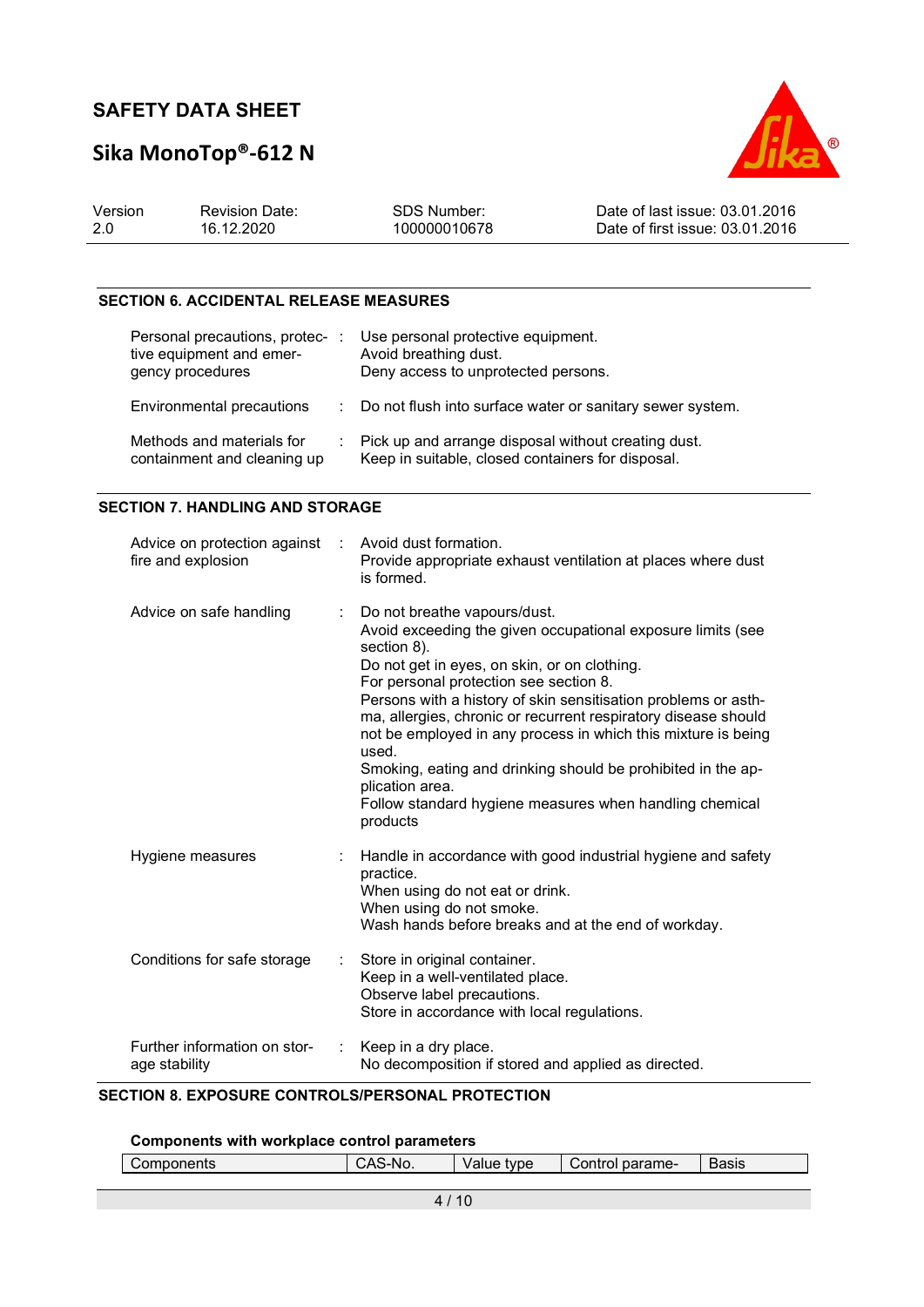## SECTION 6. ACCIDENTAL RELEASE MEASURES

| | | |
|---|---|---|
| Personal precautions, protective equipment and emergency procedures | : | Use personal protective equipment.<br>Avoid breathing dust.<br>Deny access to unprotected persons. |
| Environmental precautions | : | Do not flush into surface water or sanitary sewer system. |
| Methods and materials for containment and cleaning up | : | Pick up and arrange disposal without creating dust.<br>Keep in suitable, closed containers for disposal. |

## SECTION 7. HANDLING AND STORAGE

| | | |
|---|---|---|
| Advice on protection against fire and explosion | : | Avoid dust formation.<br>Provide appropriate exhaust ventilation at places where dust is formed. |
| Advice on safe handling | : | Do not breathe vapours/dust.<br>Avoid exceeding the given occupational exposure limits (see section 8).<br>Do not get in eyes, on skin, or on clothing.<br>For personal protection see section 8.<br>Persons with a history of skin sensitisation problems or asthma, allergies, chronic or recurrent respiratory disease should not be employed in any process in which this mixture is being used.<br>Smoking, eating and drinking should be prohibited in the application area.<br>Follow standard hygiene measures when handling chemical products |
| Hygiene measures | : | Handle in accordance with good industrial hygiene and safety practice.<br>When using do not eat or drink.<br>When using do not smoke.<br>Wash hands before breaks and at the end of workday. |
| Conditions for safe storage | : | Store in original container.<br>Keep in a well-ventilated place.<br>Observe label precautions.<br>Store in accordance with local regulations. |
| Further information on storage stability | : | Keep in a dry place.<br>No decomposition if stored and applied as directed. |

## SECTION 8. EXPOSURE CONTROLS/PERSONAL PROTECTION

**Components with workplace control parameters**

| Components | CAS-No. | Value type | Control parame- | Basis |
|---|---|---|---|---|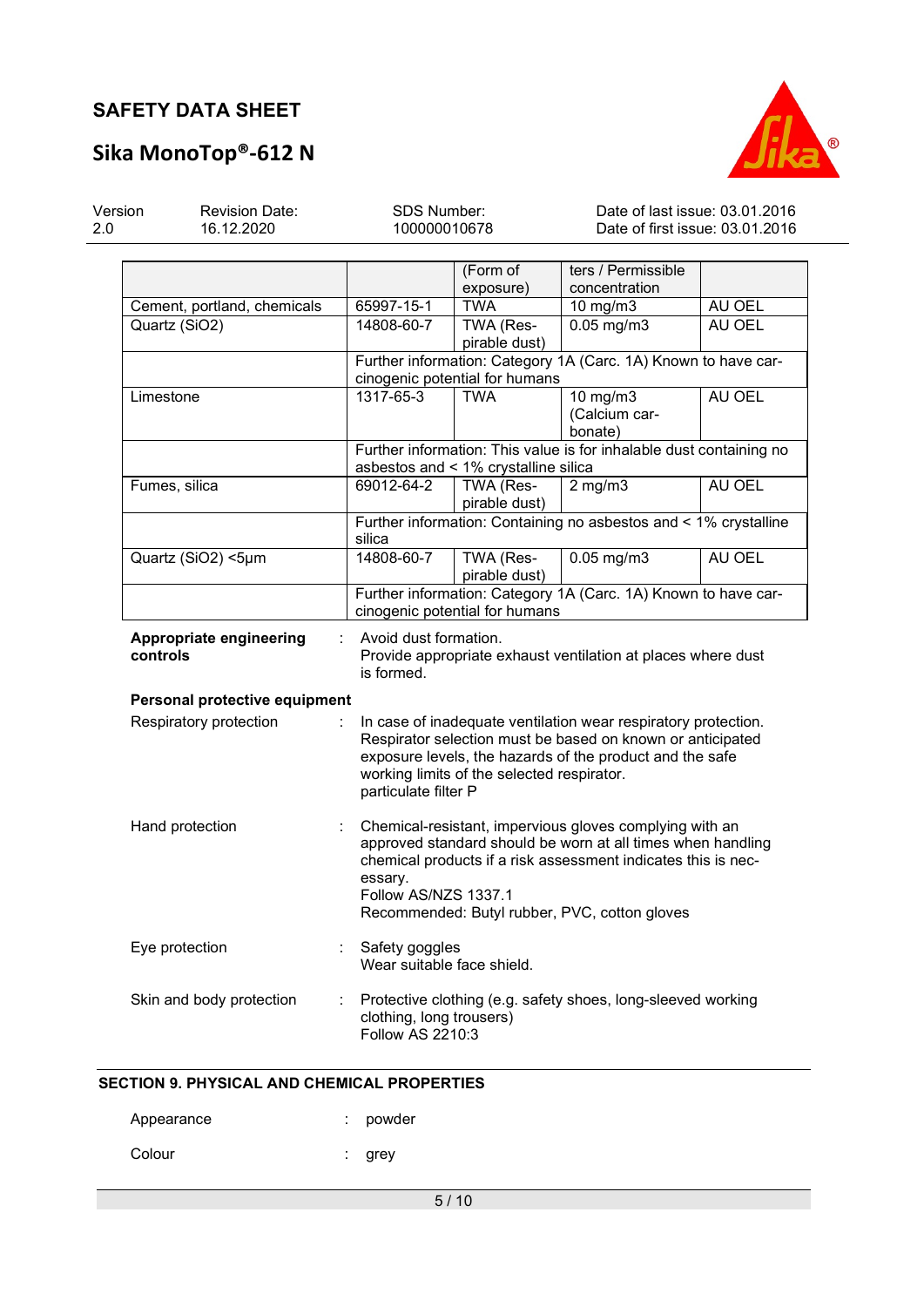| | | (Form of exposure) | ters / Permissible concentration | |
|---|---|---|---|---|
| Cement, portland, chemicals | 65997-15-1 | TWA | 10 mg/m3 | AU OEL |
| Quartz ($SiO_2$) | 14808-60-7 | TWA (Respirable dust) | 0.05 mg/m3 | AU OEL |
| | Further information: Category 1A (Carc. 1A) Known to have carcinogenic potential for humans | | | |
| Limestone | 1317-65-3 | TWA | 10 mg/m3 (Calcium carbonate) | AU OEL |
| | Further information: This value is for inhalable dust containing no asbestos and < 1% crystalline silica | | | |
| Fumes, silica | 69012-64-2 | TWA (Respirable dust) | 2 mg/m3 | AU OEL |
| | Further information: Containing no asbestos and < 1% crystalline silica | | | |
| Quartz ($SiO_2$) <5µm | 14808-60-7 | TWA (Respirable dust) | 0.05 mg/m3 | AU OEL |
| | Further information: Category 1A (Carc. 1A) Known to have carcinogenic potential for humans | | | |

**Appropriate engineering controls** : Avoid dust formation.
Provide appropriate exhaust ventilation at places where dust is formed.

**Personal protective equipment**

Respiratory protection : In case of inadequate ventilation wear respiratory protection.
Respirator selection must be based on known or anticipated exposure levels, the hazards of the product and the safe working limits of the selected respirator.
particulate filter P

Hand protection : Chemical-resistant, impervious gloves complying with an approved standard should be worn at all times when handling chemical products if a risk assessment indicates this is necessary.
Follow AS/NZS 1337.1
Recommended: Butyl rubber, PVC, cotton gloves

Eye protection : Safety goggles
Wear suitable face shield.

Skin and body protection : Protective clothing (e.g. safety shoes, long-sleeved working clothing, long trousers)
Follow AS 2210:3

## SECTION 9. PHYSICAL AND CHEMICAL PROPERTIES

Appearance : powder

Colour : grey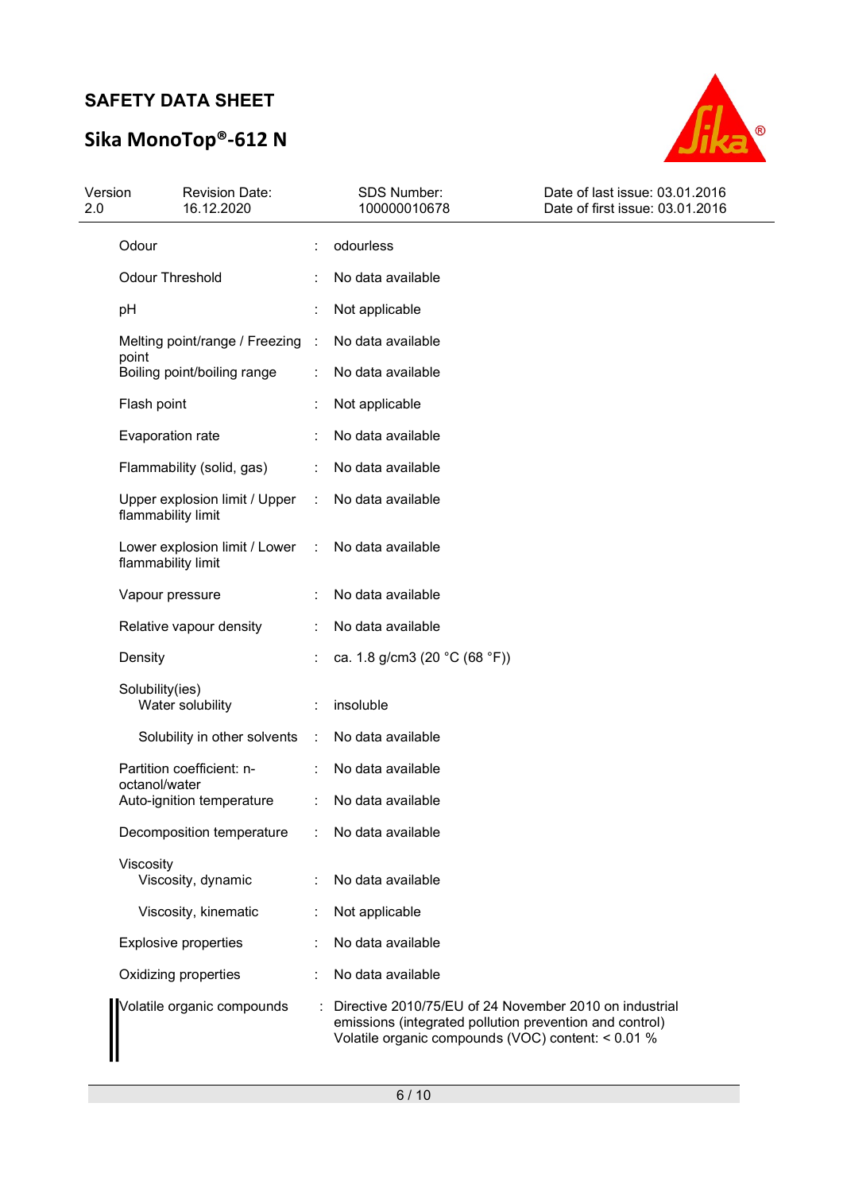| | | |
|---|---|---|
| Odour | : | odourless |
| Odour Threshold | : | No data available |
| pH | : | Not applicable |
| Melting point/range / Freezing point | : | No data available |
| Boiling point/boiling range | : | No data available |
| Flash point | : | Not applicable |
| Evaporation rate | : | No data available |
| Flammability (solid, gas) | : | No data available |
| Upper explosion limit / Upper flammability limit | : | No data available |
| Lower explosion limit / Lower flammability limit | : | No data available |
| Vapour pressure | : | No data available |
| Relative vapour density | : | No data available |
| Density | : | ca. 1.8 g/cm3 (20 °C (68 °F)) |
| Solubility(ies) | | |
| Water solubility | : | insoluble |
| Solubility in other solvents | : | No data available |
| Partition coefficient: n-octanol/water | : | No data available |
| Auto-ignition temperature | : | No data available |
| Decomposition temperature | : | No data available |
| Viscosity | | |
| Viscosity, dynamic | : | No data available |
| Viscosity, kinematic | : | Not applicable |
| Explosive properties | : | No data available |
| Oxidizing properties | : | No data available |
| Volatile organic compounds | : | Directive 2010/75/EU of 24 November 2010 on industrial emissions (integrated pollution prevention and control) Volatile organic compounds (VOC) content: < 0.01 % |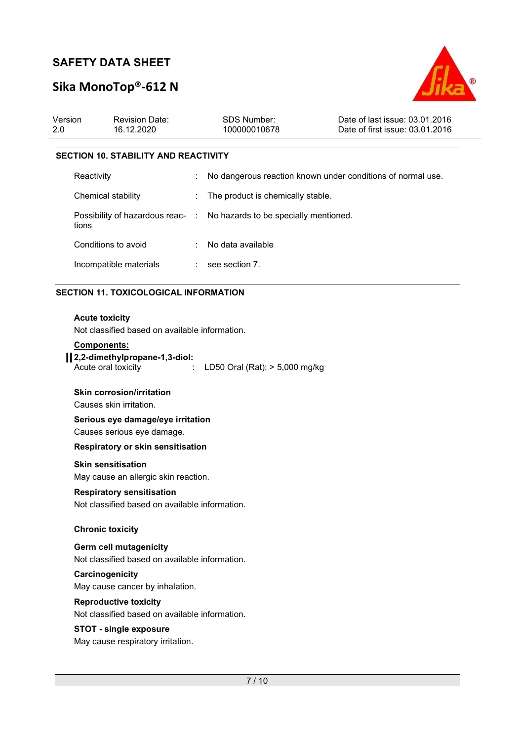## SECTION 10. STABILITY AND REACTIVITY

| | | |
|---|---|---|
| Reactivity | : | No dangerous reaction known under conditions of normal use. |
| Chemical stability | : | The product is chemically stable. |
| Possibility of hazardous reactions | : | No hazards to be specially mentioned. |
| Conditions to avoid | : | No data available |
| Incompatible materials | : | see section 7. |

## SECTION 11. TOXICOLOGICAL INFORMATION

**Acute toxicity**

Not classified based on available information.

**Components:**

**2,2-dimethylpropane-1,3-diol:**

Acute oral toxicity : LD50 Oral (Rat): > 5,000 mg/kg

**Skin corrosion/irritation**

Causes skin irritation.

**Serious eye damage/eye irritation**

Causes serious eye damage.

**Respiratory or skin sensitisation**

**Skin sensitisation**

May cause an allergic skin reaction.

**Respiratory sensitisation**

Not classified based on available information.

**Chronic toxicity**

**Germ cell mutagenicity**

Not classified based on available information.

**Carcinogenicity**

May cause cancer by inhalation.

**Reproductive toxicity**

Not classified based on available information.

**STOT - single exposure**

May cause respiratory irritation.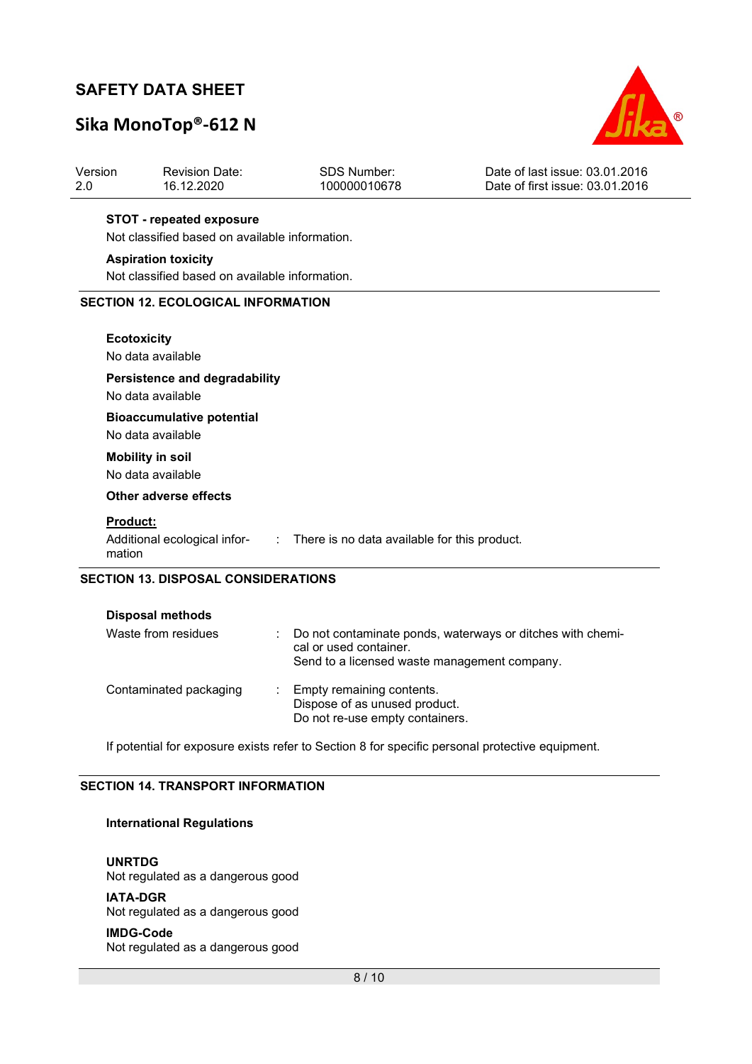**STOT - repeated exposure**

Not classified based on available information.

**Aspiration toxicity**

Not classified based on available information.

## SECTION 12. ECOLOGICAL INFORMATION

**Ecotoxicity**

No data available

**Persistence and degradability**

No data available

**Bioaccumulative potential**

No data available

**Mobility in soil**

No data available

**Other adverse effects**

**Product:**

Additional ecological information : There is no data available for this product.

## SECTION 13. DISPOSAL CONSIDERATIONS

**Disposal methods**

Waste from residues : Do not contaminate ponds, waterways or ditches with chemical or used container.
Send to a licensed waste management company.

Contaminated packaging : Empty remaining contents.
Dispose of as unused product.
Do not re-use empty containers.

If potential for exposure exists refer to Section 8 for specific personal protective equipment.

## SECTION 14. TRANSPORT INFORMATION

**International Regulations**

**UNRTDG**

Not regulated as a dangerous good

**IATA-DGR**

Not regulated as a dangerous good

**IMDG-Code**

Not regulated as a dangerous good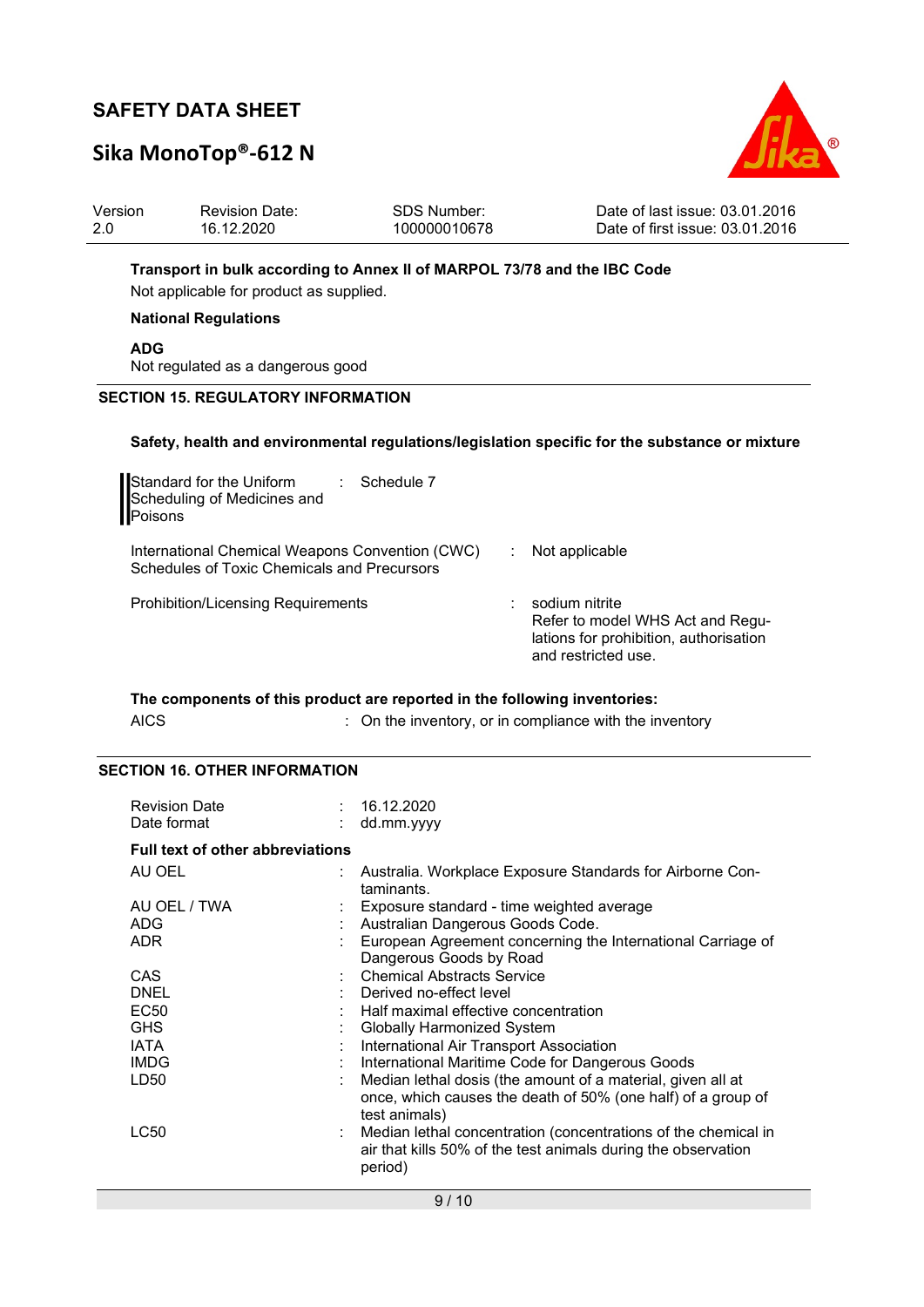**Transport in bulk according to Annex II of MARPOL 73/78 and the IBC Code**

Not applicable for product as supplied.

**National Regulations**

**ADG**

Not regulated as a dangerous good

## SECTION 15. REGULATORY INFORMATION

**Safety, health and environmental regulations/legislation specific for the substance or mixture**

| | | |
|---|---|---|
| Standard for the Uniform Scheduling of Medicines and Poisons | : | Schedule 7 |
| International Chemical Weapons Convention (CWC) Schedules of Toxic Chemicals and Precursors | : | Not applicable |
| Prohibition/Licensing Requirements | : | sodium nitrite<br>Refer to model WHS Act and Regulations for prohibition, authorisation and restricted use. |

**The components of this product are reported in the following inventories:**

| | | |
|---|---|---|
| AICS | : | On the inventory, or in compliance with the inventory |

## SECTION 16. OTHER INFORMATION

| | | |
|---|---|---|
| Revision Date | : | 16.12.2020 |
| Date format | : | dd.mm.yyyy |

**Full text of other abbreviations**

| | | |
|---|---|---|
| AU OEL | : | Australia. Workplace Exposure Standards for Airborne Contaminants. |
| AU OEL / TWA | : | Exposure standard - time weighted average |
| ADG | : | Australian Dangerous Goods Code. |
| ADR | : | European Agreement concerning the International Carriage of Dangerous Goods by Road |
| CAS | : | Chemical Abstracts Service |
| DNEL | : | Derived no-effect level |
| EC50 | : | Half maximal effective concentration |
| GHS | : | Globally Harmonized System |
| IATA | : | International Air Transport Association |
| IMDG | : | International Maritime Code for Dangerous Goods |
| LD50 | : | Median lethal dosis (the amount of a material, given all at once, which causes the death of 50% (one half) of a group of test animals) |
| LC50 | : | Median lethal concentration (concentrations of the chemical in air that kills 50% of the test animals during the observation period) |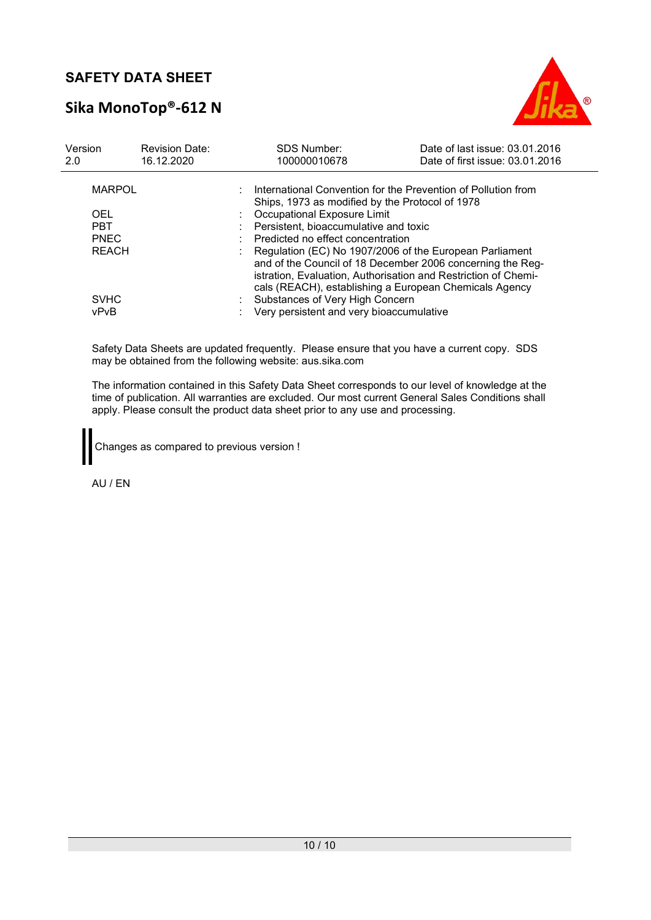| | | |
|---|---|---|
| MARPOL | : | International Convention for the Prevention of Pollution from Ships, 1973 as modified by the Protocol of 1978 |
| OEL | : | Occupational Exposure Limit |
| PBT | : | Persistent, bioaccumulative and toxic |
| PNEC | : | Predicted no effect concentration |
| REACH | : | Regulation (EC) No 1907/2006 of the European Parliament and of the Council of 18 December 2006 concerning the Registration, Evaluation, Authorisation and Restriction of Chemicals (REACH), establishing a European Chemicals Agency |
| SVHC | : | Substances of Very High Concern |
| vPvB | : | Very persistent and very bioaccumulative |

Safety Data Sheets are updated frequently. Please ensure that you have a current copy. SDS may be obtained from the following website: aus.sika.com

The information contained in this Safety Data Sheet corresponds to our level of knowledge at the time of publication. All warranties are excluded. Our most current General Sales Conditions shall apply. Please consult the product data sheet prior to any use and processing.

|| Changes as compared to previous version !

AU / EN